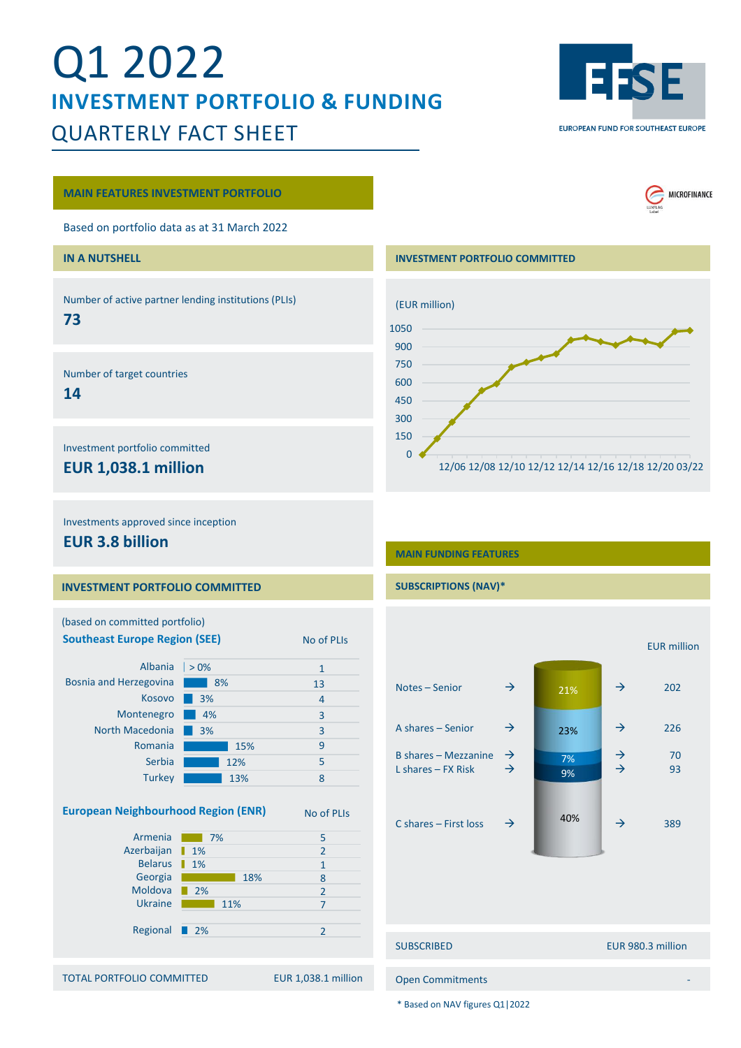# Q1 2022

## INVESTMENT PORTFOLIO & FUNDING

## QUARTERLY FACT SHEET

EUROPEAN FUND FOR SOUTHEAST EUROPE

### MAIN FEATURES INVESTMENT PORTFOLIO

Based on portfolio data as at 31 March 2022

### IN A NUTSHELL

Number of active partner lending institutions (PLIs)
**73**

Number of target countries
**14**

Investment portfolio committed
**EUR 1,038.1 million**

Investments approved since inception
**EUR 3.8 billion**

### INVESTMENT PORTFOLIO COMMITTED

(EUR million)

| Date | 12/06 | 12/08 | 12/10 | 12/12 | 12/14 | 12/16 | 12/18 | 12/20 | 03/22 |
|---|---|---|---|---|---|---|---|---|---|

### INVESTMENT PORTFOLIO COMMITTED

(based on committed portfolio)

**Southeast Europe Region (SEE)**

| Country | Share | No of PLIs |
|---|---|---|
| Albania | > 0% | 1 |
| Bosnia and Herzegovina | 8% | 13 |
| Kosovo | 3% | 4 |
| Montenegro | 4% | 3 |
| North Macedonia | 3% | 3 |
| Romania | 15% | 9 |
| Serbia | 12% | 5 |
| Turkey | 13% | 8 |

**European Neighbourhood Region (ENR)**

| Country | Share | No of PLIs |
|---|---|---|
| Armenia | 7% | 5 |
| Azerbaijan | 1% | 2 |
| Belarus | 1% | 1 |
| Georgia | 18% | 8 |
| Moldova | 2% | 2 |
| Ukraine | 11% | 7 |
| Regional | 2% | 2 |

| TOTAL PORTFOLIO COMMITTED | EUR 1,038.1 million |
|---|---|

### MAIN FUNDING FEATURES

### SUBSCRIPTIONS (NAV)*

| Tranche | Share | EUR million |
|---|---|---|
| Notes – Senior | 21% | 202 |
| A shares – Senior | 23% | 226 |
| B shares – Mezzanine | 7% | 70 |
| L shares – FX Risk | 9% | 93 |
| C shares – First loss | 40% | 389 |

| SUBSCRIBED | EUR 980.3 million |
|---|---|
| Open Commitments | - |

\* Based on NAV figures Q1|2022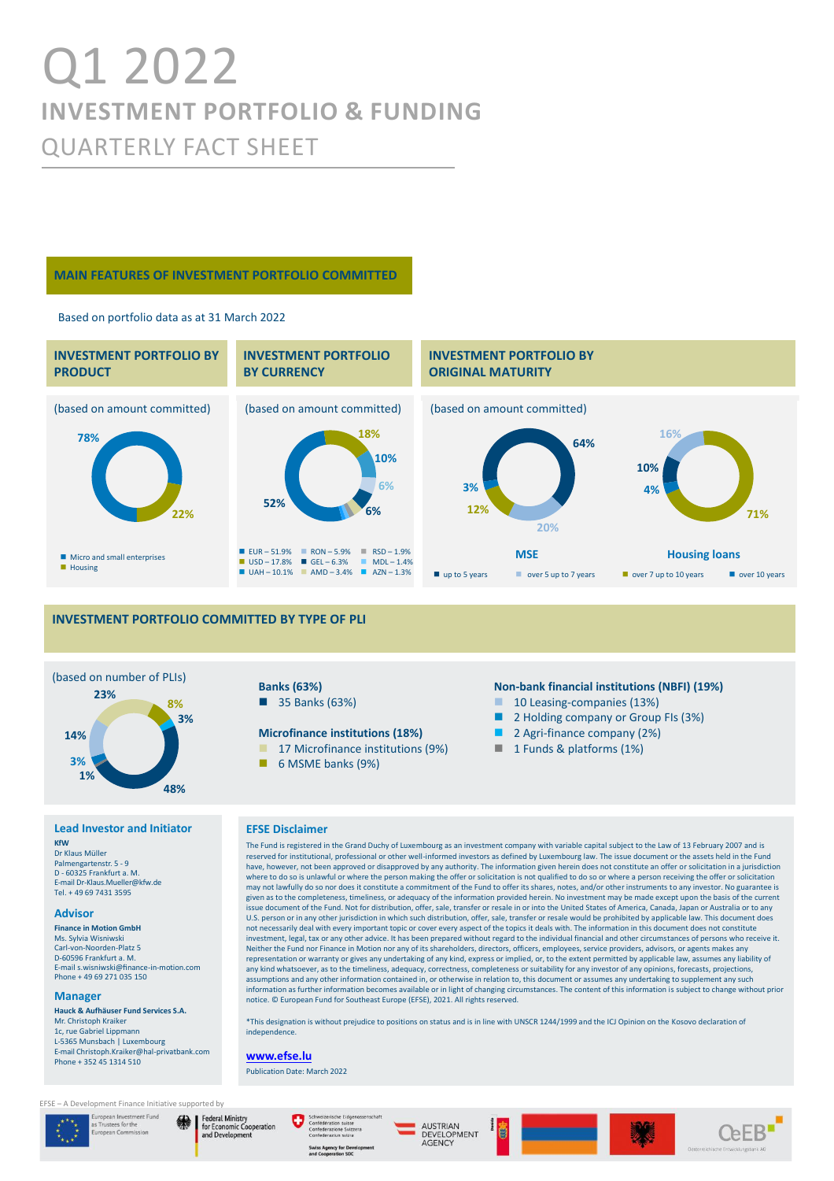# Q1 2022

## INVESTMENT PORTFOLIO & FUNDING

## QUARTERLY FACT SHEET

### MAIN FEATURES OF INVESTMENT PORTFOLIO COMMITTED

Based on portfolio data as at 31 March 2022

#### INVESTMENT PORTFOLIO BY PRODUCT

(based on amount committed)

78%
22%

- Micro and small enterprises
- Housing

#### INVESTMENT PORTFOLIO BY CURRENCY

(based on amount committed)

18%
10%
6%
6%
52%

- EUR – 51.9%
- USD – 17.8%
- UAH – 10.1%
- RON – 5.9%
- GEL – 6.3%
- AMD – 3.4%
- RSD – 1.9%
- MDL – 1.4%
- AZN – 1.3%

#### INVESTMENT PORTFOLIO BY ORIGINAL MATURITY

(based on amount committed)

MSE

64%
3%
12%
20%

Housing loans

16%
10%
4%
71%

- up to 5 years
- over 5 up to 7 years
- over 7 up to 10 years
- over 10 years

### INVESTMENT PORTFOLIO COMMITTED BY TYPE OF PLI

(based on number of PLIs)

23%
8%
3%
14%
3%
1%
48%

**Banks (63%)**

- 35 Banks (63%)

**Microfinance institutions (18%)**

- 17 Microfinance institutions (9%)
- 6 MSME banks (9%)

**Non-bank financial institutions (NBFI) (19%)**

- 10 Leasing-companies (13%)
- 2 Holding company or Group FIs (3%)
- 2 Agri-finance company (2%)
- 1 Funds & platforms (1%)

### Lead Investor and Initiator

**KfW**
Dr Klaus Müller
Palmengartenstr. 5 - 9
D - 60325 Frankfurt a. M.
E-mail Dr-Klaus.Mueller@kfw.de
Tel. + 49 69 7431 3595

### Advisor

**Finance in Motion GmbH**
Ms. Sylvia Wisniwski
Carl-von-Noorden-Platz 5
D-60596 Frankfurt a. M.
E-mail s.wisniwski@finance-in-motion.com
Phone + 49 69 271 035 150

### Manager

**Hauck & Aufhäuser Fund Services S.A.**
Mr. Christoph Kraiker
1c, rue Gabriel Lippmann
L-5365 Munsbach | Luxembourg
E-mail Christoph.Kraiker@hal-privatbank.com
Phone + 352 45 1314 510

### EFSE Disclaimer

The Fund is registered in the Grand Duchy of Luxembourg as an investment company with variable capital subject to the Law of 13 February 2007 and is reserved for institutional, professional or other well-informed investors as defined by Luxembourg law. The issue document or the assets held in the Fund have, however, not been approved or disapproved by any authority. The information given herein does not constitute an offer or solicitation in a jurisdiction where to do so is unlawful or where the person making the offer or solicitation is not qualified to do so or where a person receiving the offer or solicitation may not lawfully do so nor does it constitute a commitment of the Fund to offer its shares, notes, and/or other instruments to any investor. No guarantee is given as to the completeness, timeliness, or adequacy of the information provided herein. No investment may be made except upon the basis of the current issue document of the Fund. Not for distribution, offer, sale, transfer or resale in or into the United States of America, Canada, Japan or Australia or to any U.S. person or in any other jurisdiction in which such distribution, offer, sale, transfer or resale would be prohibited by applicable law. This document does not necessarily deal with every important topic or cover every aspect of the topics it deals with. The information in this document does not constitute investment, legal, tax or any other advice. It has been prepared without regard to the individual financial and other circumstances of persons who receive it. Neither the Fund nor Finance in Motion nor any of its shareholders, directors, officers, employees, service providers, advisors, or agents makes any representation or warranty or gives any undertaking of any kind, express or implied, or, to the extent permitted by applicable law, assumes any liability of any kind whatsoever, as to the timeliness, adequacy, correctness, completeness or suitability for any investor of any opinions, forecasts, projections, assumptions and any other information contained in, or otherwise in relation to, this document or assumes any undertaking to supplement any such information as further information becomes available or in light of changing circumstances. The content of this information is subject to change without prior notice. © European Fund for Southeast Europe (EFSE), 2021. All rights reserved.

*This designation is without prejudice to positions on status and is in line with UNSCR 1244/1999 and the ICJ Opinion on the Kosovo declaration of independence.

**www.efse.lu**

Publication Date: March 2022

EFSE – A Development Finance Initiative supported by

European Investment Fund as Trustees for the European Commission
Federal Ministry for Economic Cooperation and Development
Schweizerische Eidgenossenschaft Confédération suisse Confederazione Svizzera Confederaziun svizra – Swiss Agency for Development and Cooperation SDC
AUSTRIAN DEVELOPMENT AGENCY
Oesterreichische Entwicklungsbank AG